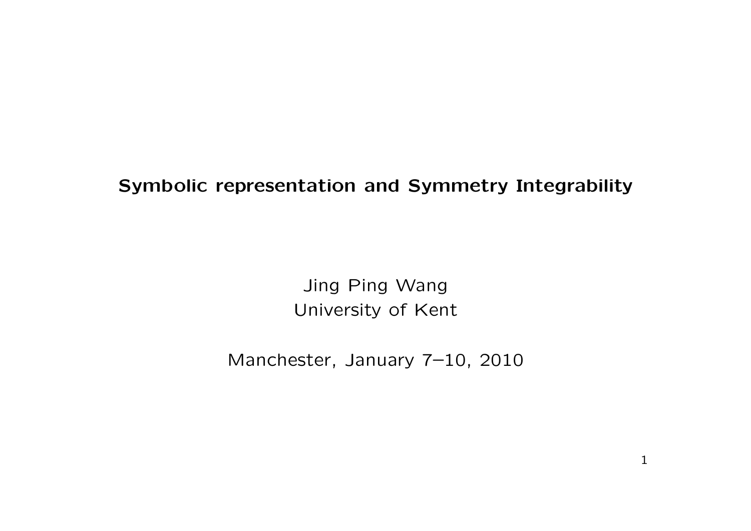# Symbolic representation and Symmetry Integrability

Jing Ping Wang
University of Kent

Manchester, January 7–10, 2010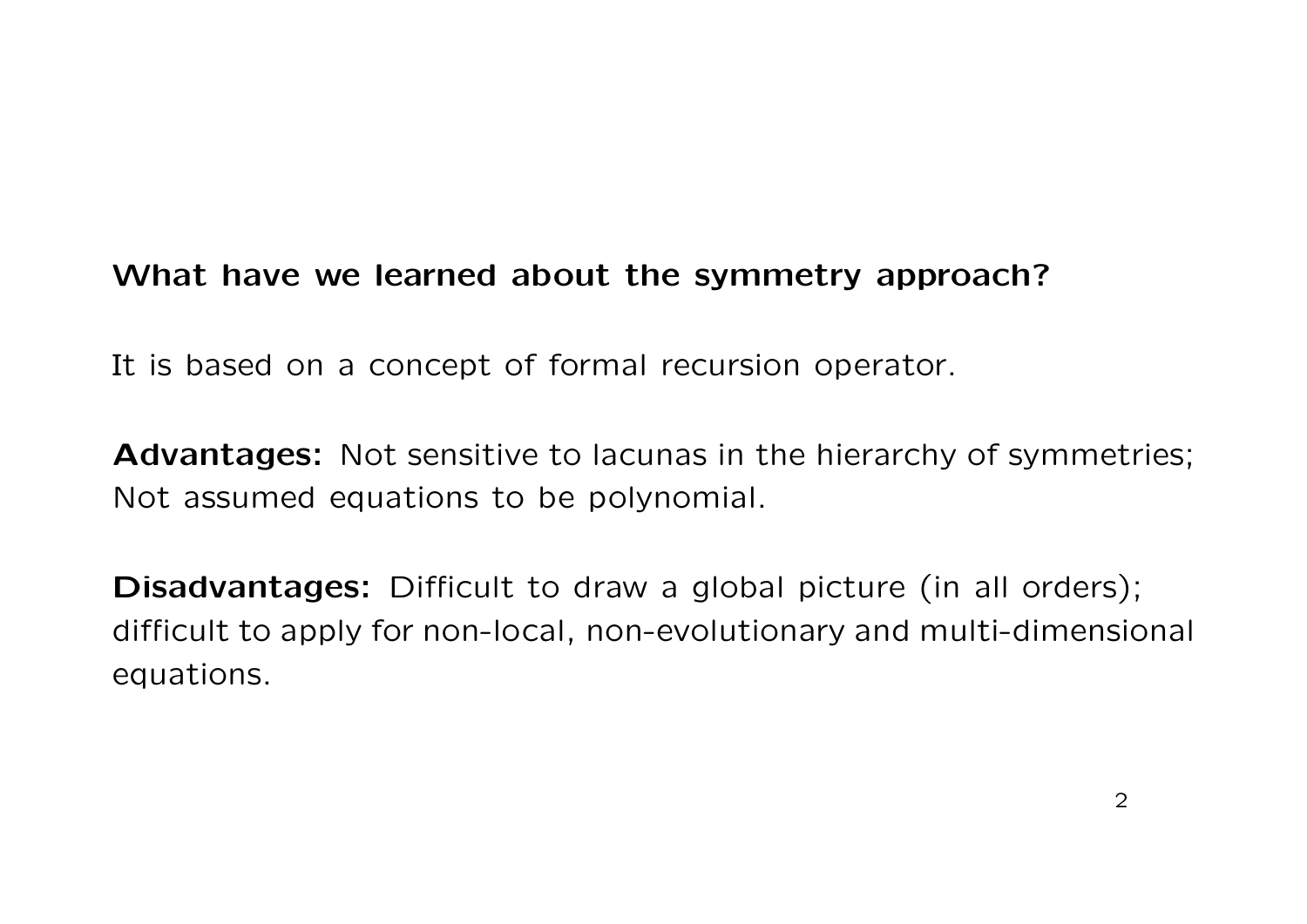**What have we learned about the symmetry approach?**

It is based on a concept of formal recursion operator.

**Advantages:** Not sensitive to lacunas in the hierarchy of symmetries; Not assumed equations to be polynomial.

**Disadvantages:** Difficult to draw a global picture (in all orders); difficult to apply for non-local, non-evolutionary and multi-dimensional equations.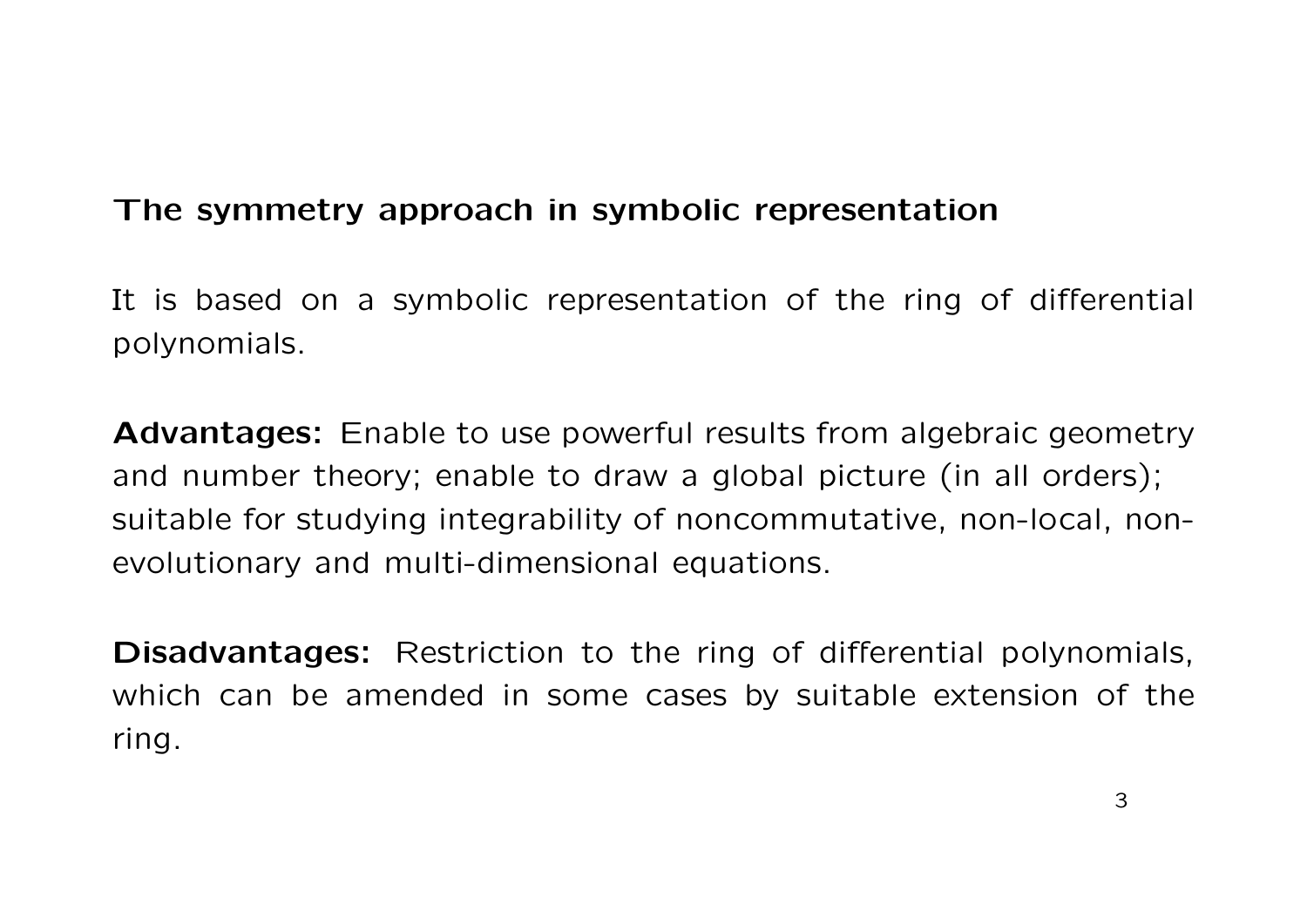**The symmetry approach in symbolic representation**

It is based on a symbolic representation of the ring of differential polynomials.

**Advantages:** Enable to use powerful results from algebraic geometry and number theory; enable to draw a global picture (in all orders); suitable for studying integrability of noncommutative, non-local, non-evolutionary and multi-dimensional equations.

**Disadvantages:** Restriction to the ring of differential polynomials, which can be amended in some cases by suitable extension of the ring.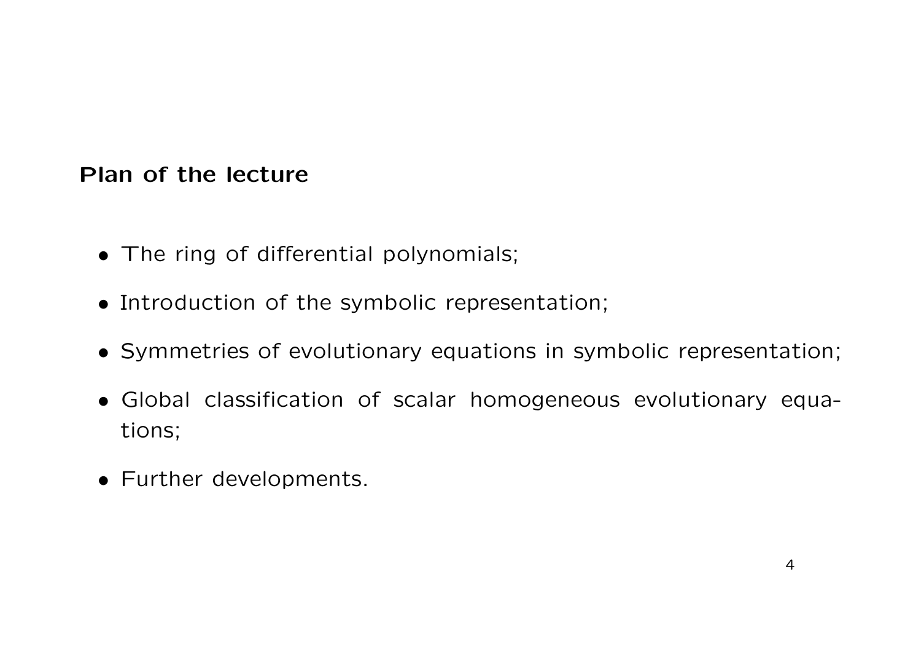**Plan of the lecture**

- The ring of differential polynomials;
- Introduction of the symbolic representation;
- Symmetries of evolutionary equations in symbolic representation;
- Global classification of scalar homogeneous evolutionary equations;
- Further developments.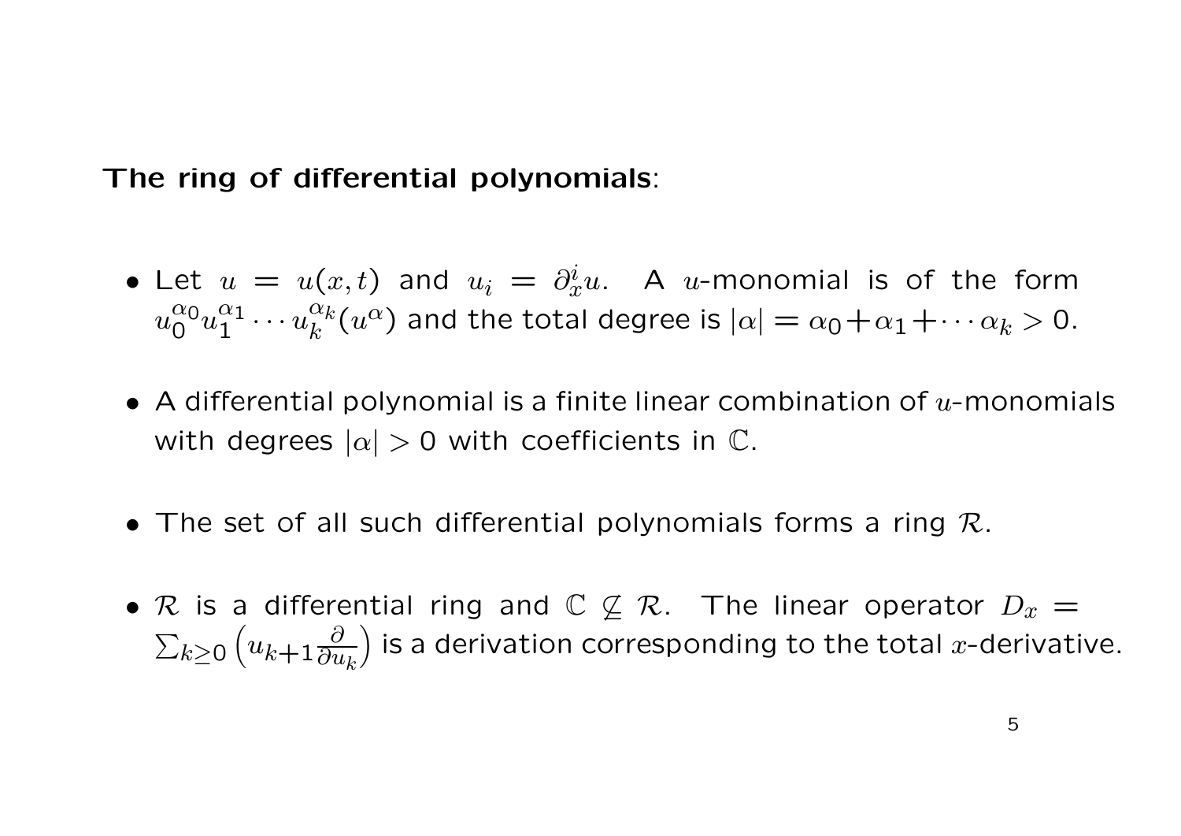**The ring of differential polynomials**:

- Let $u = u(x,t)$ and $u_i = \partial_x^i u$. A $u$-monomial is of the form $u_0^{\alpha_0} u_1^{\alpha_1} \cdots u_k^{\alpha_k} (u^\alpha)$ and the total degree is $|\alpha| = \alpha_0 + \alpha_1 + \cdots \alpha_k > 0$.

- A differential polynomial is a finite linear combination of $u$-monomials with degrees $|\alpha| > 0$ with coefficients in $\mathbb{C}$.

- The set of all such differential polynomials forms a ring $\mathcal{R}$.

- $\mathcal{R}$ is a differential ring and $\mathbb{C} \not\subseteq \mathcal{R}$. The linear operator $D_x = \sum_{k \geq 0} \left( u_{k+1} \frac{\partial}{\partial u_k} \right)$ is a derivation corresponding to the total $x$-derivative.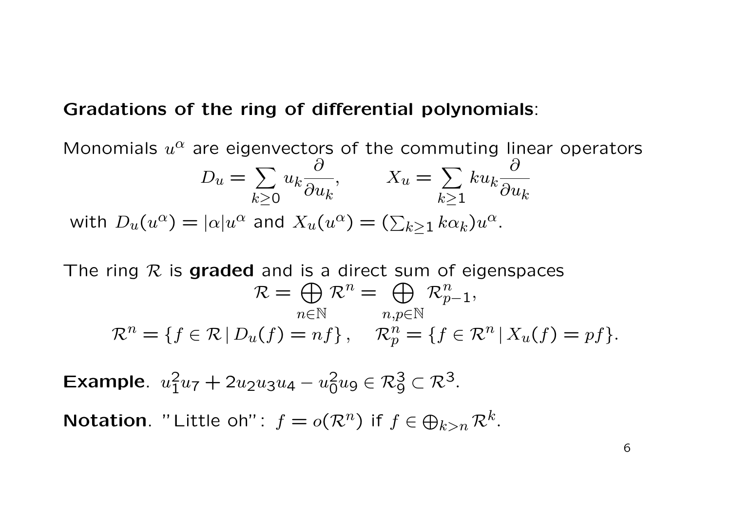**Gradations of the ring of differential polynomials**:

Monomials $u^\alpha$ are eigenvectors of the commuting linear operators

$$D_u = \sum_{k\geq 0} u_k \frac{\partial}{\partial u_k}, \qquad X_u = \sum_{k\geq 1} k u_k \frac{\partial}{\partial u_k}$$

with $D_u(u^\alpha) = |\alpha| u^\alpha$ and $X_u(u^\alpha) = (\sum_{k\geq 1} k\alpha_k) u^\alpha$.

The ring $\mathcal{R}$ is **graded** and is a direct sum of eigenspaces

$$\mathcal{R} = \bigoplus_{n\in\mathbb{N}} \mathcal{R}^n = \bigoplus_{n,p\in\mathbb{N}} \mathcal{R}^n_{p-1},$$

$$\mathcal{R}^n = \{f \in \mathcal{R} \,|\, D_u(f) = nf\}, \quad \mathcal{R}^n_p = \{f \in \mathcal{R}^n \,|\, X_u(f) = pf\}.$$

**Example**. $u_1^2 u_7 + 2u_2u_3u_4 - u_0^2 u_9 \in \mathcal{R}^3_9 \subset \mathcal{R}^3$.

**Notation**. "Little oh": $f = o(\mathcal{R}^n)$ if $f \in \bigoplus_{k>n} \mathcal{R}^k$.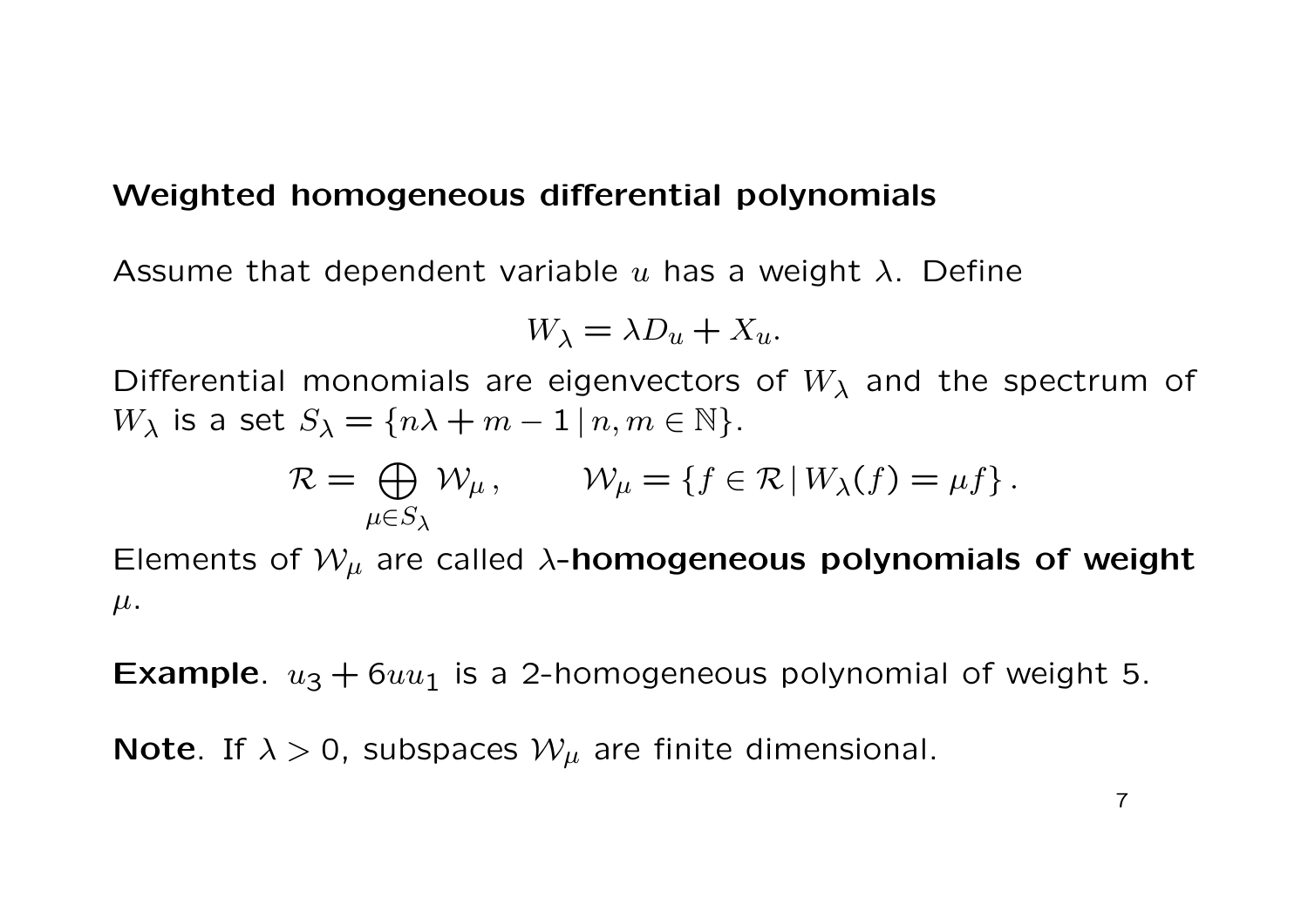## Weighted homogeneous differential polynomials

Assume that dependent variable $u$ has a weight $\lambda$. Define

$$W_\lambda = \lambda D_u + X_u.$$

Differential monomials are eigenvectors of $W_\lambda$ and the spectrum of $W_\lambda$ is a set $S_\lambda = \{n\lambda + m - 1 \,|\, n, m \in \mathbb{N}\}$.

$$\mathcal{R} = \bigoplus_{\mu \in S_\lambda} \mathcal{W}_\mu\,, \qquad \mathcal{W}_\mu = \{f \in \mathcal{R} \,|\, W_\lambda(f) = \mu f\}\,.$$

Elements of $\mathcal{W}_\mu$ are called $\lambda$-**homogeneous polynomials of weight** $\mu$.

**Example**. $u_3 + 6uu_1$ is a 2-homogeneous polynomial of weight 5.

**Note**. If $\lambda > 0$, subspaces $\mathcal{W}_\mu$ are finite dimensional.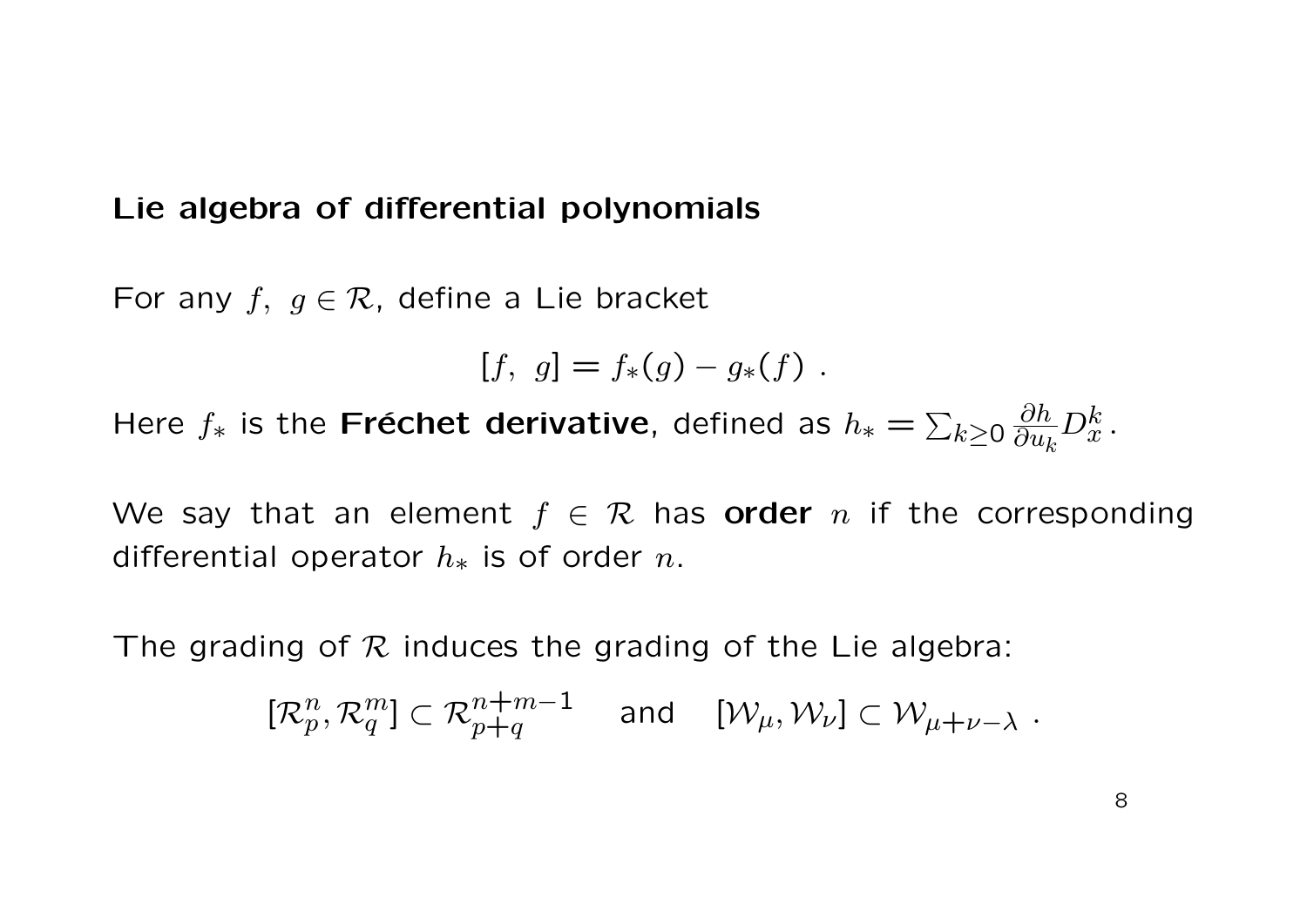**Lie algebra of differential polynomials**

For any $f,\ g \in \mathcal{R}$, define a Lie bracket

$$[f,\ g] = f_*(g) - g_*(f)\ .$$

Here $f_*$ is the **Fréchet derivative**, defined as $h_* = \sum_{k\geq 0} \frac{\partial h}{\partial u_k} D_x^k$.

We say that an element $f \in \mathcal{R}$ has **order** $n$ if the corresponding differential operator $h_*$ is of order $n$.

The grading of $\mathcal{R}$ induces the grading of the Lie algebra:

$$[\mathcal{R}_p^n, \mathcal{R}_q^m] \subset \mathcal{R}_{p+q}^{n+m-1} \quad \text{and} \quad [\mathcal{W}_\mu, \mathcal{W}_\nu] \subset \mathcal{W}_{\mu+\nu-\lambda}\ .$$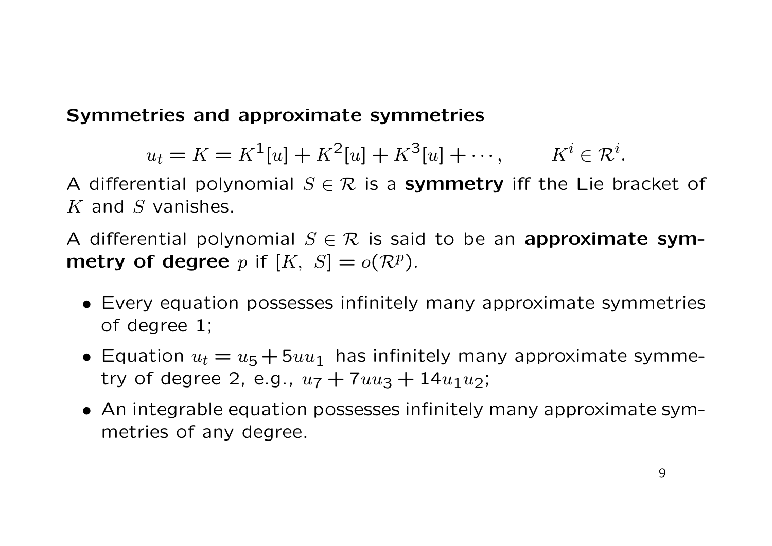## Symmetries and approximate symmetries

$$u_t = K = K^1[u] + K^2[u] + K^3[u] + \cdots, \qquad K^i \in \mathcal{R}^i.$$

A differential polynomial $S \in \mathcal{R}$ is a **symmetry** iff the Lie bracket of $K$ and $S$ vanishes.

A differential polynomial $S \in \mathcal{R}$ is said to be an **approximate symmetry of degree** $p$ if $[K,\ S] = o(\mathcal{R}^p)$.

- Every equation possesses infinitely many approximate symmetries of degree 1;
- Equation $u_t = u_5 + 5uu_1$ has infinitely many approximate symmetry of degree 2, e.g., $u_7 + 7uu_3 + 14u_1u_2$;
- An integrable equation possesses infinitely many approximate symmetries of any degree.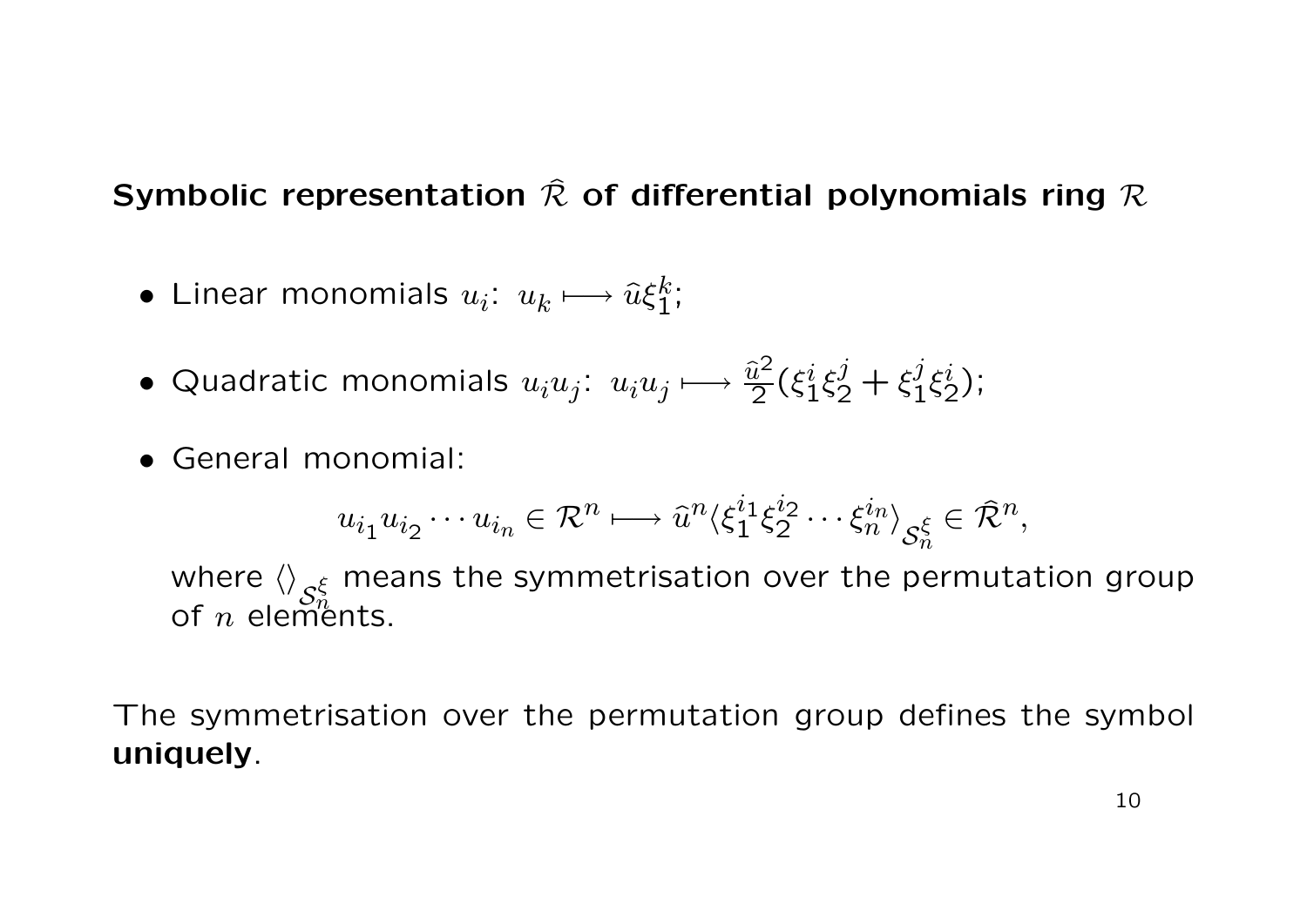## Symbolic representation $\hat{\mathcal{R}}$ of differential polynomials ring $\mathcal{R}$

- Linear monomials $u_i$: $u_k \longmapsto \hat{u}\xi_1^k$;
- Quadratic monomials $u_iu_j$: $u_iu_j \longmapsto \frac{\hat{u}^2}{2}(\xi_1^i\xi_2^j + \xi_1^j\xi_2^i)$;
- General monomial:

$$u_{i_1}u_{i_2}\cdots u_{i_n} \in \mathcal{R}^n \longmapsto \hat{u}^n \langle \xi_1^{i_1}\xi_2^{i_2}\cdots\xi_n^{i_n}\rangle_{\mathcal{S}_n^\xi} \in \hat{\mathcal{R}}^n,$$

  where $\langle\rangle_{\mathcal{S}_n^\xi}$ means the symmetrisation over the permutation group of $n$ elements.

The symmetrisation over the permutation group defines the symbol **uniquely**.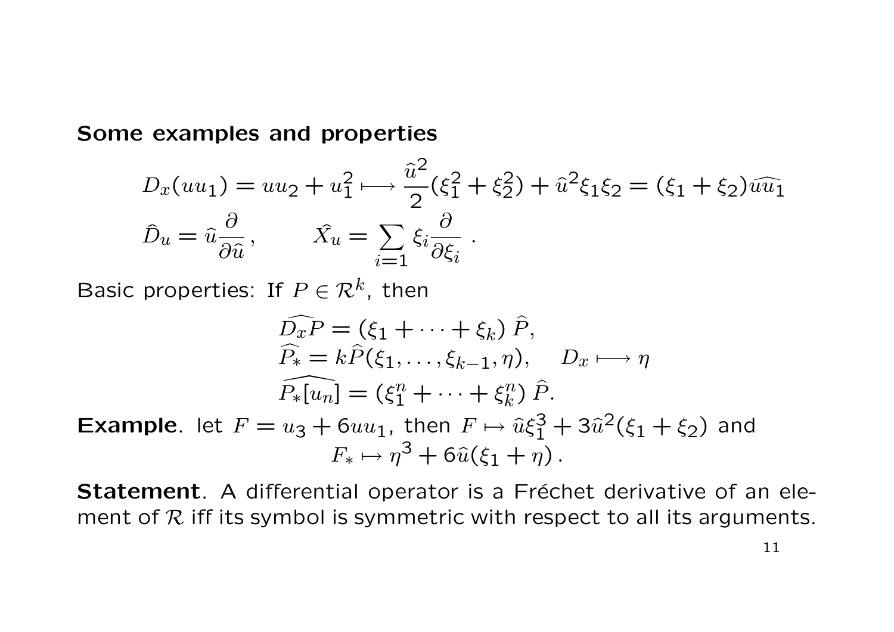**Some examples and properties**

$$D_x(uu_1) = uu_2 + u_1^2 \longmapsto \frac{\hat{u}^2}{2}(\xi_1^2 + \xi_2^2) + \hat{u}^2\xi_1\xi_2 = (\xi_1 + \xi_2)\widehat{uu_1}$$

$$\hat{D}_u = \hat{u}\frac{\partial}{\partial \hat{u}}\,, \qquad \hat{X}_u = \sum_{i=1} \xi_i \frac{\partial}{\partial \xi_i}\ .$$

Basic properties: If $P \in \mathcal{R}^k$, then

$$\begin{aligned}
&\widehat{D_x P} = (\xi_1 + \cdots + \xi_k)\,\hat{P}, \\
&\widehat{P_*} = k\hat{P}(\xi_1, \ldots, \xi_{k-1}, \eta), \qquad D_x \longmapsto \eta \\
&\widehat{P_*[u_n]} = (\xi_1^n + \cdots + \xi_k^n)\,\hat{P}.
\end{aligned}$$

**Example**. let $F = u_3 + 6uu_1$, then $F \mapsto \hat{u}\xi_1^3 + 3\hat{u}^2(\xi_1 + \xi_2)$ and

$$F_* \mapsto \eta^3 + 6\hat{u}(\xi_1 + \eta)\,.$$

**Statement**. A differential operator is a Fréchet derivative of an element of $\mathcal{R}$ iff its symbol is symmetric with respect to all its arguments.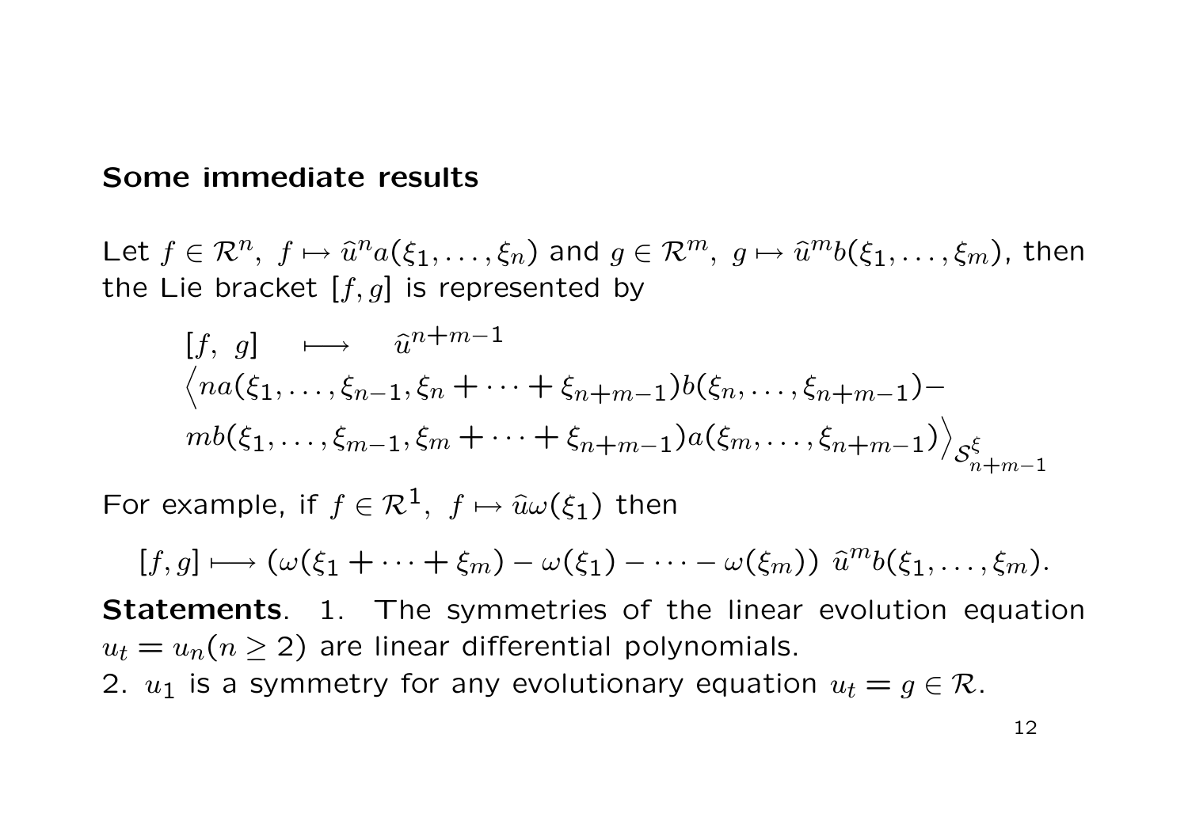## Some immediate results

Let $f \in \mathcal{R}^n,\ f \mapsto \hat{u}^n a(\xi_1, \dots, \xi_n)$ and $g \in \mathcal{R}^m,\ g \mapsto \hat{u}^m b(\xi_1, \dots, \xi_m)$, then the Lie bracket $[f, g]$ is represented by

$$
\begin{aligned}
&[f,\ g] \quad \longmapsto \quad \hat{u}^{n+m-1} \\
&\Big\langle na(\xi_1, \dots, \xi_{n-1}, \xi_n + \cdots + \xi_{n+m-1}) b(\xi_n, \dots, \xi_{n+m-1}) - \\
&mb(\xi_1, \dots, \xi_{m-1}, \xi_m + \cdots + \xi_{n+m-1}) a(\xi_m, \dots, \xi_{n+m-1}) \Big\rangle_{\mathcal{S}^{\xi}_{n+m-1}}
\end{aligned}
$$

For example, if $f \in \mathcal{R}^1,\ f \mapsto \hat{u}\omega(\xi_1)$ then

$$
[f, g] \longmapsto (\omega(\xi_1 + \cdots + \xi_m) - \omega(\xi_1) - \cdots - \omega(\xi_m))\ \hat{u}^m b(\xi_1, \dots, \xi_m).
$$

**Statements**. 1. The symmetries of the linear evolution equation $u_t = u_n (n \geq 2)$ are linear differential polynomials.

2. $u_1$ is a symmetry for any evolutionary equation $u_t = g \in \mathcal{R}$.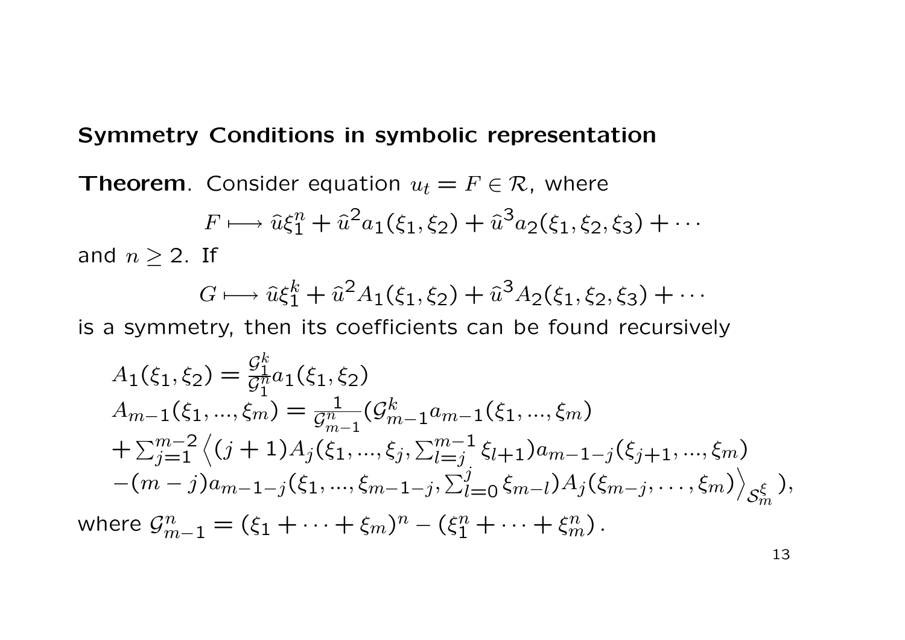## Symmetry Conditions in symbolic representation

**Theorem**. Consider equation $u_t = F \in \mathcal{R}$, where

$$F \longmapsto \hat{u}\xi_1^n + \hat{u}^2 a_1(\xi_1, \xi_2) + \hat{u}^3 a_2(\xi_1, \xi_2, \xi_3) + \cdots$$

and $n \geq 2$. If

$$G \longmapsto \hat{u}\xi_1^k + \hat{u}^2 A_1(\xi_1, \xi_2) + \hat{u}^3 A_2(\xi_1, \xi_2, \xi_3) + \cdots$$

is a symmetry, then its coefficients can be found recursively

$$\begin{aligned}
&A_1(\xi_1, \xi_2) = \frac{\mathcal{G}_1^k}{\mathcal{G}_1^n} a_1(\xi_1, \xi_2) \\
&A_{m-1}(\xi_1, ..., \xi_m) = \frac{1}{\mathcal{G}_{m-1}^n} (\mathcal{G}_{m-1}^k a_{m-1}(\xi_1, ..., \xi_m) \\
&+ \sum_{j=1}^{m-2} \Big\langle (j+1) A_j(\xi_1, ..., \xi_j, \sum_{l=j}^{m-1} \xi_{l+1}) a_{m-1-j}(\xi_{j+1}, ..., \xi_m) \\
&-(m-j) a_{m-1-j}(\xi_1, ..., \xi_{m-1-j}, \sum_{l=0}^{j} \xi_{m-l}) A_j(\xi_{m-j}, \ldots, \xi_m) \Big\rangle_{\mathcal{S}_m^\xi} ),
\end{aligned}$$

where $\mathcal{G}_{m-1}^n = (\xi_1 + \cdots + \xi_m)^n - (\xi_1^n + \cdots + \xi_m^n)$.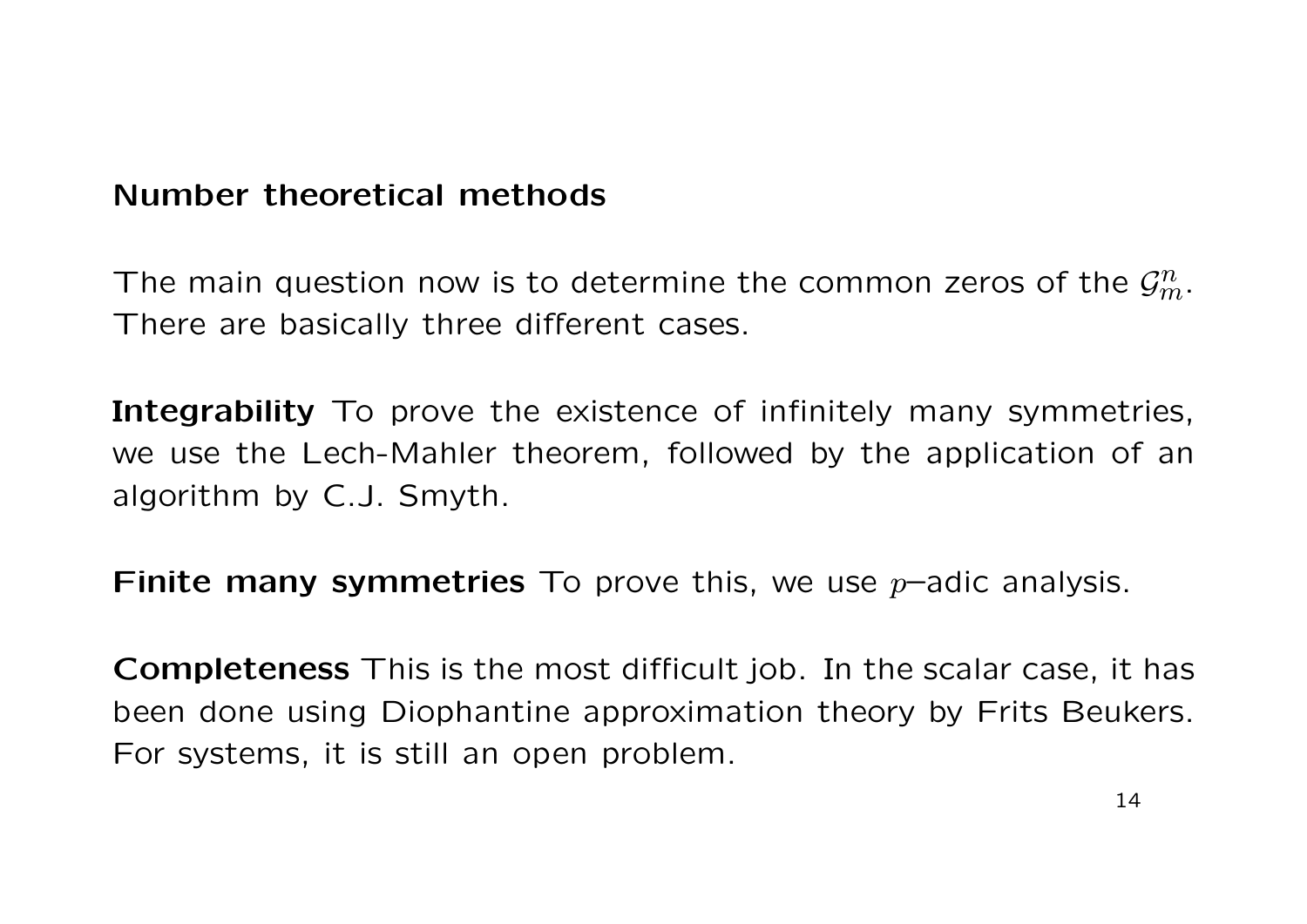## Number theoretical methods

The main question now is to determine the common zeros of the $\mathcal{G}_m^n$. There are basically three different cases.

**Integrability** To prove the existence of infinitely many symmetries, we use the Lech-Mahler theorem, followed by the application of an algorithm by C.J. Smyth.

**Finite many symmetries** To prove this, we use $p$–adic analysis.

**Completeness** This is the most difficult job. In the scalar case, it has been done using Diophantine approximation theory by Frits Beukers. For systems, it is still an open problem.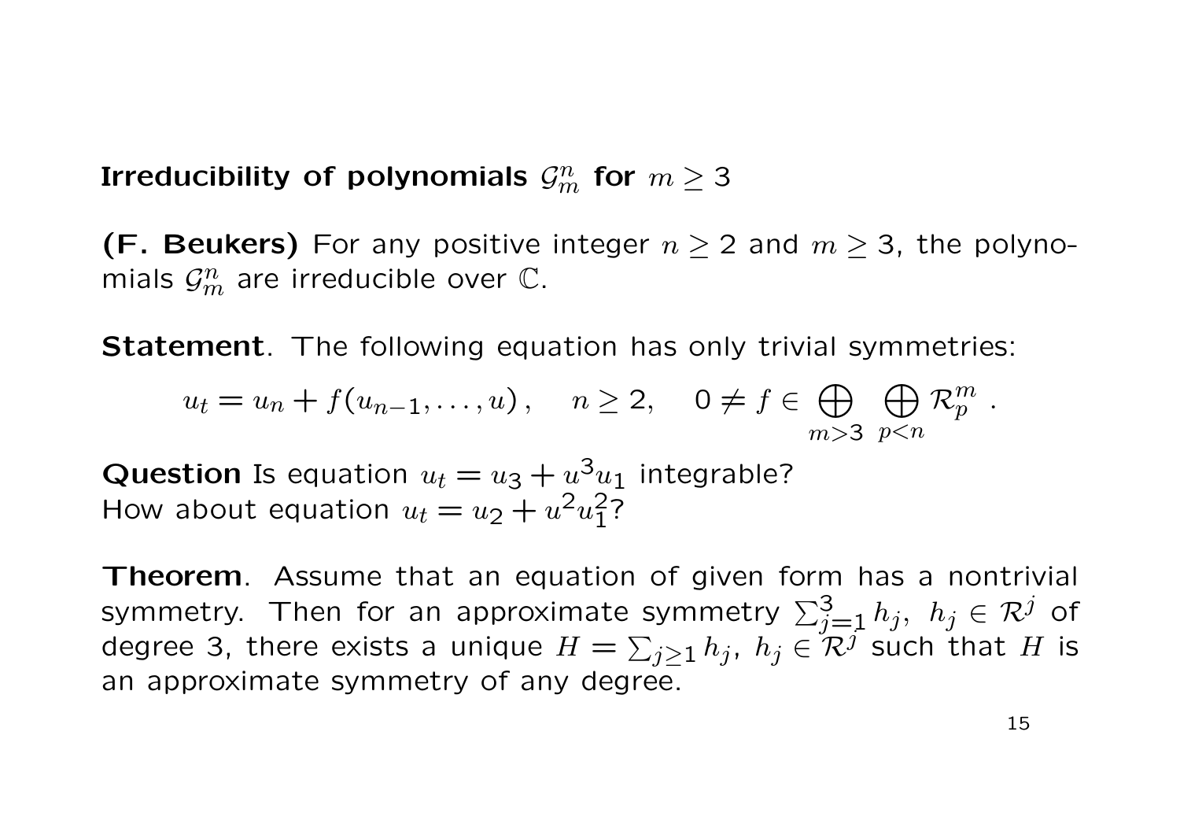## Irreducibility of polynomials $\mathcal{G}_m^n$ for $m \geq 3$

**(F. Beukers)** For any positive integer $n \geq 2$ and $m \geq 3$, the polynomials $\mathcal{G}_m^n$ are irreducible over $\mathbb{C}$.

**Statement**. The following equation has only trivial symmetries:

$$u_t = u_n + f(u_{n-1}, \ldots, u), \quad n \geq 2, \quad 0 \neq f \in \bigoplus_{m>3} \bigoplus_{p<n} \mathcal{R}_p^m .$$

**Question** Is equation $u_t = u_3 + u^3 u_1$ integrable?
How about equation $u_t = u_2 + u^2 u_1^2$?

**Theorem**. Assume that an equation of given form has a nontrivial symmetry. Then for an approximate symmetry $\sum_{j=1}^{3} h_j,\ h_j \in \mathcal{R}^j$ of degree 3, there exists a unique $H = \sum_{j \geq 1} h_j,\ h_j \in \mathcal{R}^j$ such that $H$ is an approximate symmetry of any degree.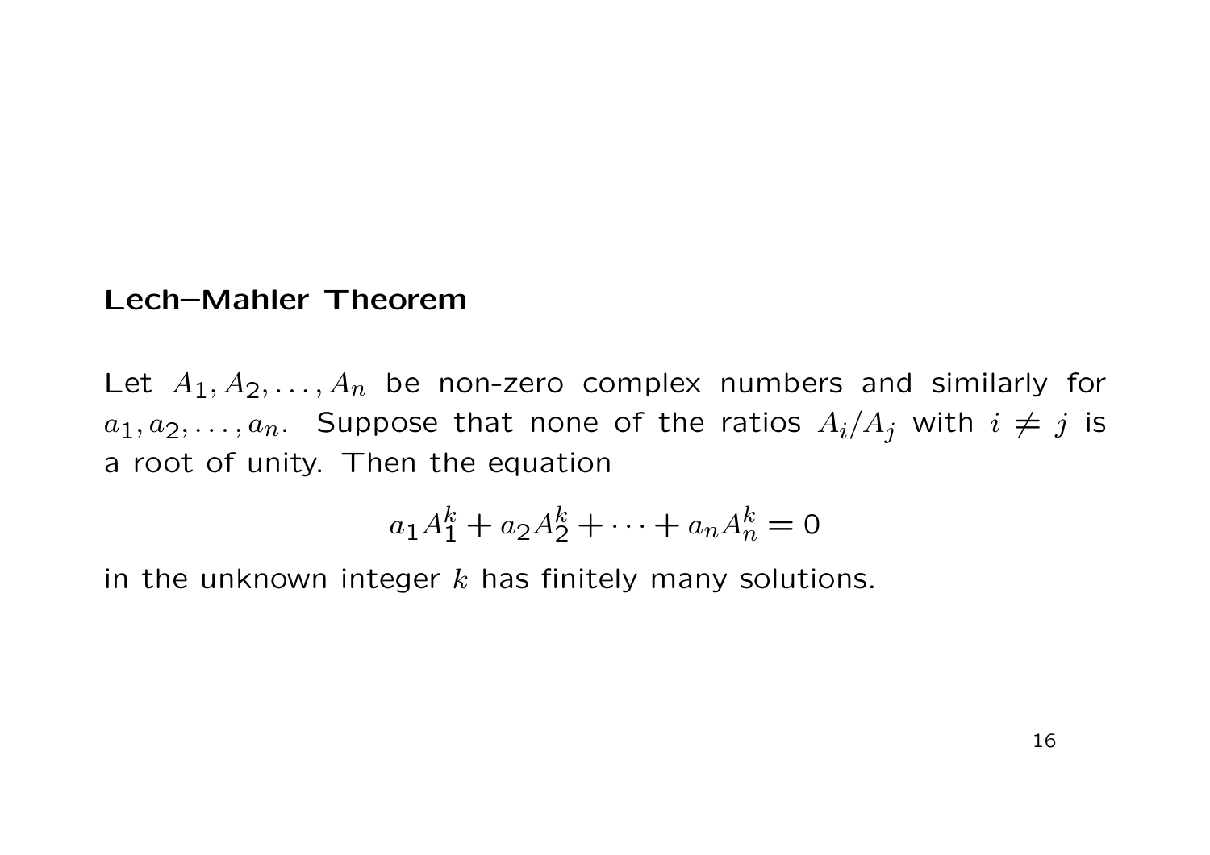**Lech–Mahler Theorem**

Let $A_1, A_2, \ldots, A_n$ be non-zero complex numbers and similarly for $a_1, a_2, \ldots, a_n$. Suppose that none of the ratios $A_i/A_j$ with $i \neq j$ is a root of unity. Then the equation

$$a_1 A_1^k + a_2 A_2^k + \cdots + a_n A_n^k = 0$$

in the unknown integer $k$ has finitely many solutions.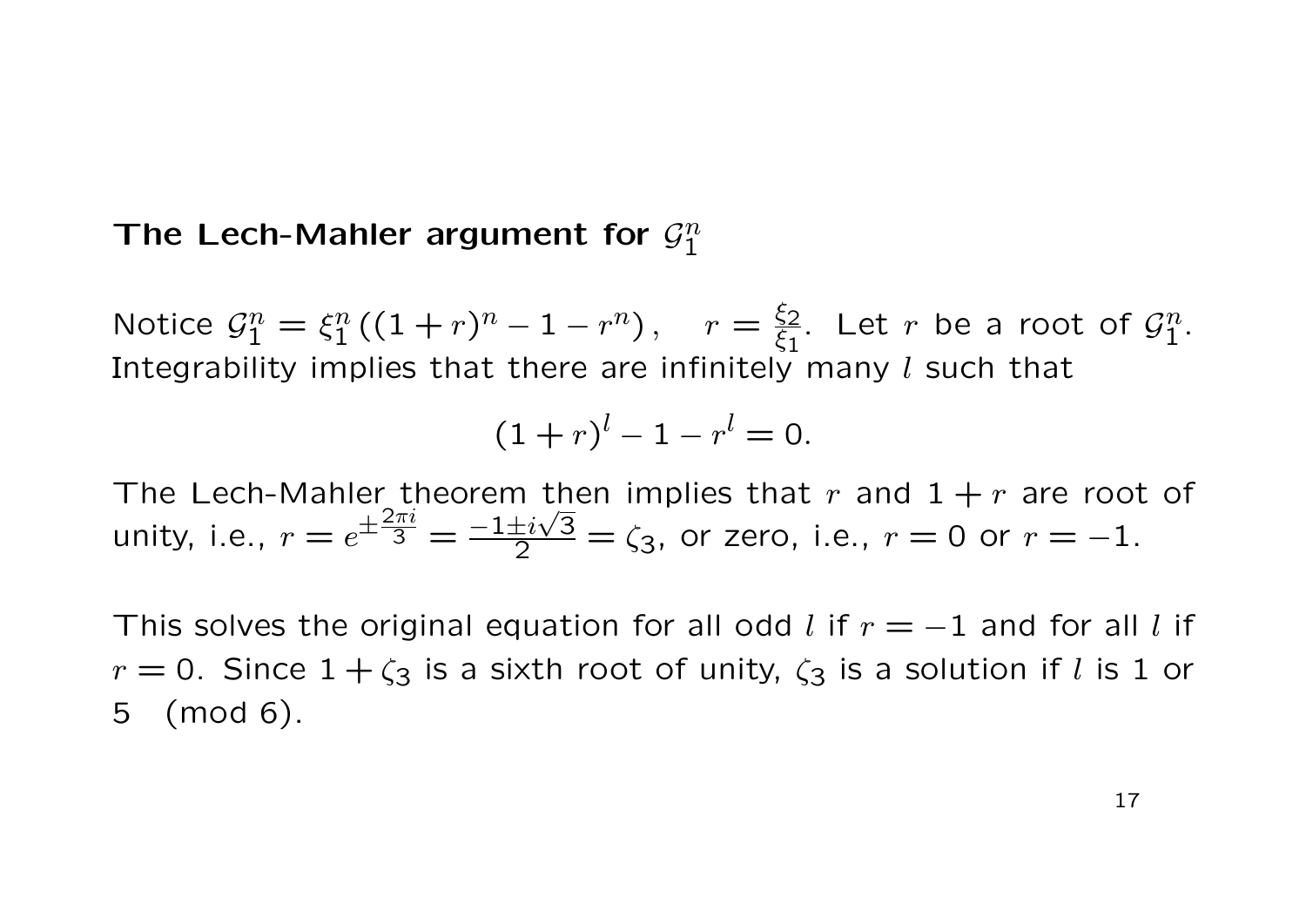## The Lech-Mahler argument for $\mathcal{G}_1^n$

Notice $\mathcal{G}_1^n = \xi_1^n \left( (1+r)^n - 1 - r^n \right), \quad r = \frac{\xi_2}{\xi_1}$. Let $r$ be a root of $\mathcal{G}_1^n$. Integrability implies that there are infinitely many $l$ such that

$$(1+r)^l - 1 - r^l = 0.$$

The Lech-Mahler theorem then implies that $r$ and $1+r$ are root of unity, i.e., $r = e^{\pm \frac{2\pi i}{3}} = \frac{-1 \pm i\sqrt{3}}{2} = \zeta_3$, or zero, i.e., $r = 0$ or $r = -1$.

This solves the original equation for all odd $l$ if $r = -1$ and for all $l$ if $r = 0$. Since $1 + \zeta_3$ is a sixth root of unity, $\zeta_3$ is a solution if $l$ is 1 or 5 $\pmod 6$.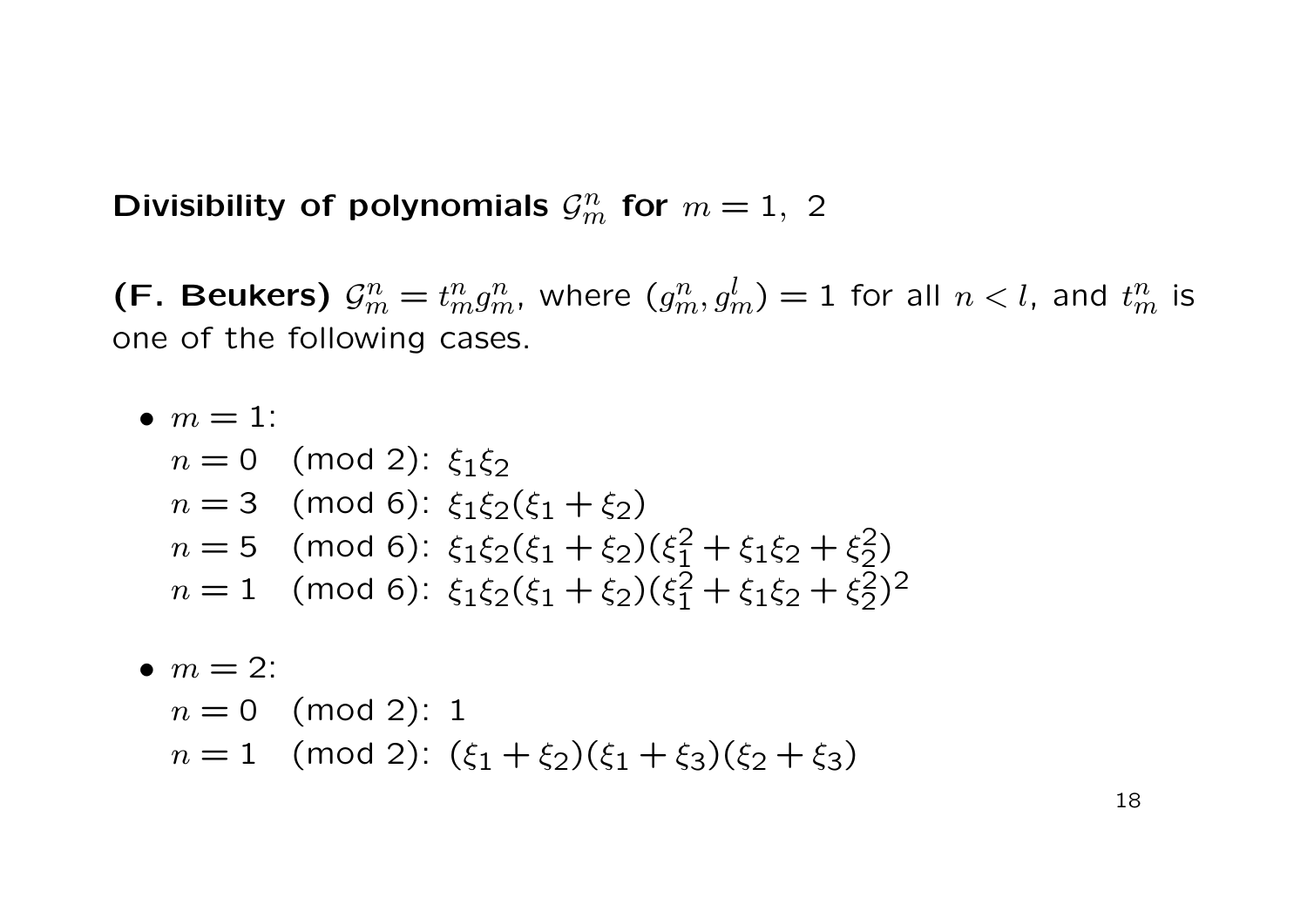## Divisibility of polynomials $\mathcal{G}_m^n$ for $m = 1,\ 2$

**(F. Beukers)** $\mathcal{G}_m^n = t_m^n g_m^n$, where $(g_m^n, g_m^l) = 1$ for all $n < l$, and $t_m^n$ is one of the following cases.

- $m = 1$:
  - $n = 0 \pmod 2$: $\xi_1 \xi_2$
  - $n = 3 \pmod 6$: $\xi_1 \xi_2 (\xi_1 + \xi_2)$
  - $n = 5 \pmod 6$: $\xi_1 \xi_2 (\xi_1 + \xi_2)(\xi_1^2 + \xi_1 \xi_2 + \xi_2^2)$
  - $n = 1 \pmod 6$: $\xi_1 \xi_2 (\xi_1 + \xi_2)(\xi_1^2 + \xi_1 \xi_2 + \xi_2^2)^2$

- $m = 2$:
  - $n = 0 \pmod 2$: $1$
  - $n = 1 \pmod 2$: $(\xi_1 + \xi_2)(\xi_1 + \xi_3)(\xi_2 + \xi_3)$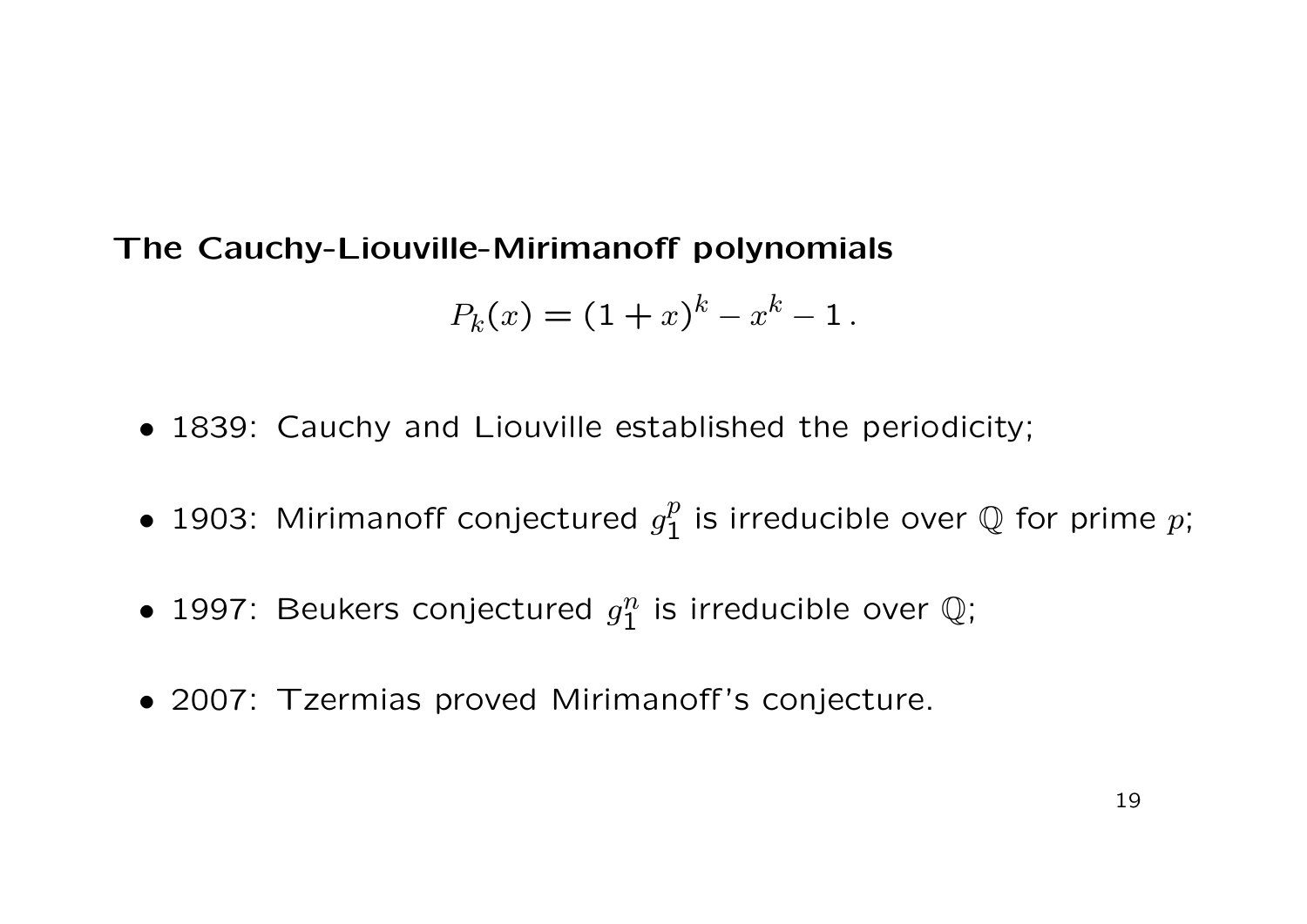**The Cauchy-Liouville-Mirimanoff polynomials**

$$P_k(x) = (1+x)^k - x^k - 1\,.$$

- 1839: Cauchy and Liouville established the periodicity;
- 1903: Mirimanoff conjectured $g_1^p$ is irreducible over $\mathbb{Q}$ for prime $p$;
- 1997: Beukers conjectured $g_1^n$ is irreducible over $\mathbb{Q}$;
- 2007: Tzermias proved Mirimanoff's conjecture.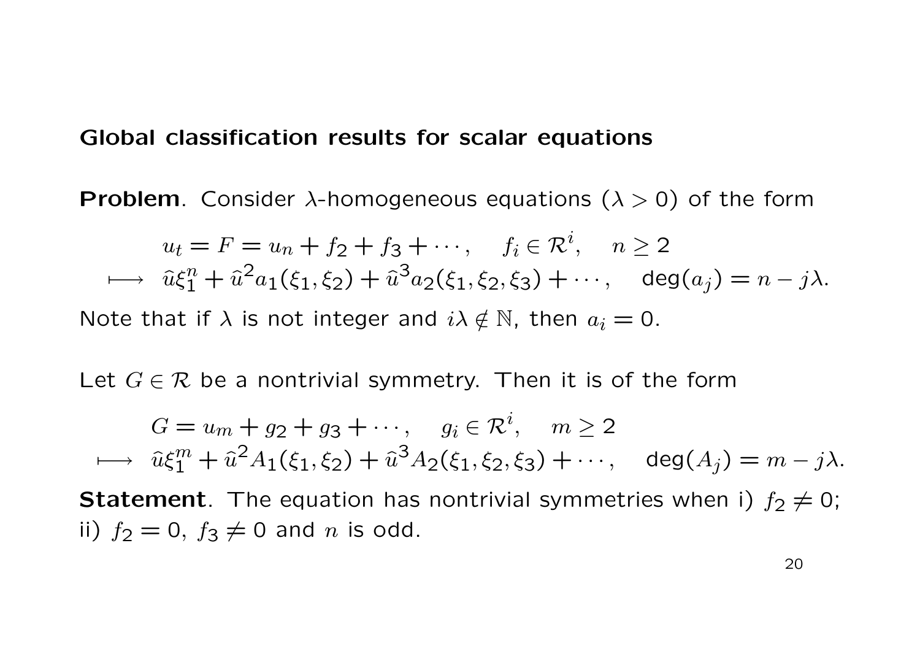## Global classification results for scalar equations

**Problem**. Consider $\lambda$-homogeneous equations ($\lambda > 0$) of the form

$$
\begin{aligned}
&u_t = F = u_n + f_2 + f_3 + \cdots, \quad f_i \in \mathcal{R}^i, \quad n \geq 2 \\
\longmapsto\ &\hat{u}\xi_1^n + \hat{u}^2 a_1(\xi_1, \xi_2) + \hat{u}^3 a_2(\xi_1, \xi_2, \xi_3) + \cdots, \quad \deg(a_j) = n - j\lambda.
\end{aligned}
$$

Note that if $\lambda$ is not integer and $i\lambda \notin \mathbb{N}$, then $a_i = 0$.

Let $G \in \mathcal{R}$ be a nontrivial symmetry. Then it is of the form

$$
\begin{aligned}
&G = u_m + g_2 + g_3 + \cdots, \quad g_i \in \mathcal{R}^i, \quad m \geq 2 \\
\longmapsto\ &\hat{u}\xi_1^m + \hat{u}^2 A_1(\xi_1, \xi_2) + \hat{u}^3 A_2(\xi_1, \xi_2, \xi_3) + \cdots, \quad \deg(A_j) = m - j\lambda.
\end{aligned}
$$

**Statement**. The equation has nontrivial symmetries when i) $f_2 \neq 0$; ii) $f_2 = 0$, $f_3 \neq 0$ and $n$ is odd.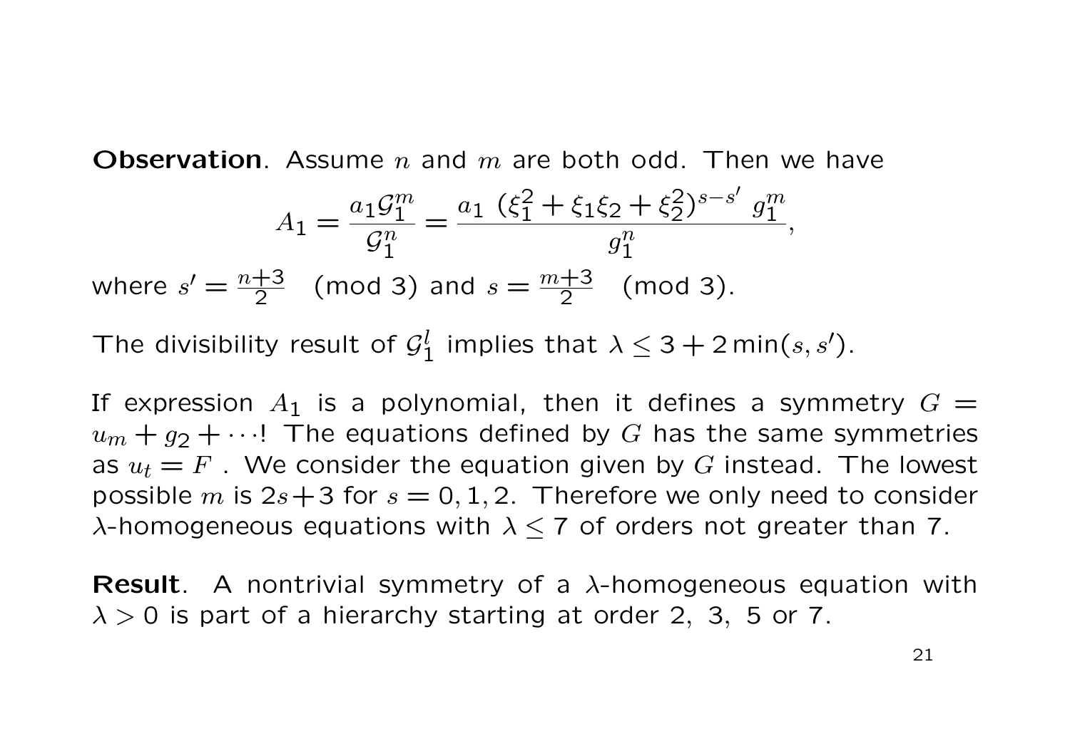**Observation**. Assume $n$ and $m$ are both odd. Then we have

$$A_1 = \frac{a_1 \mathcal{G}_1^m}{\mathcal{G}_1^n} = \frac{a_1 \ (\xi_1^2 + \xi_1 \xi_2 + \xi_2^2)^{s-s'} \ g_1^m}{g_1^n},$$

where $s' = \frac{n+3}{2} \pmod 3$ and $s = \frac{m+3}{2} \pmod 3$.

The divisibility result of $\mathcal{G}_1^l$ implies that $\lambda \leq 3 + 2\min(s, s')$.

If expression $A_1$ is a polynomial, then it defines a symmetry $G = u_m + g_2 + \cdots$! The equations defined by $G$ has the same symmetries as $u_t = F$ . We consider the equation given by $G$ instead. The lowest possible $m$ is $2s+3$ for $s = 0, 1, 2$. Therefore we only need to consider $\lambda$-homogeneous equations with $\lambda \leq 7$ of orders not greater than 7.

**Result**. A nontrivial symmetry of a $\lambda$-homogeneous equation with $\lambda > 0$ is part of a hierarchy starting at order 2, 3, 5 or 7.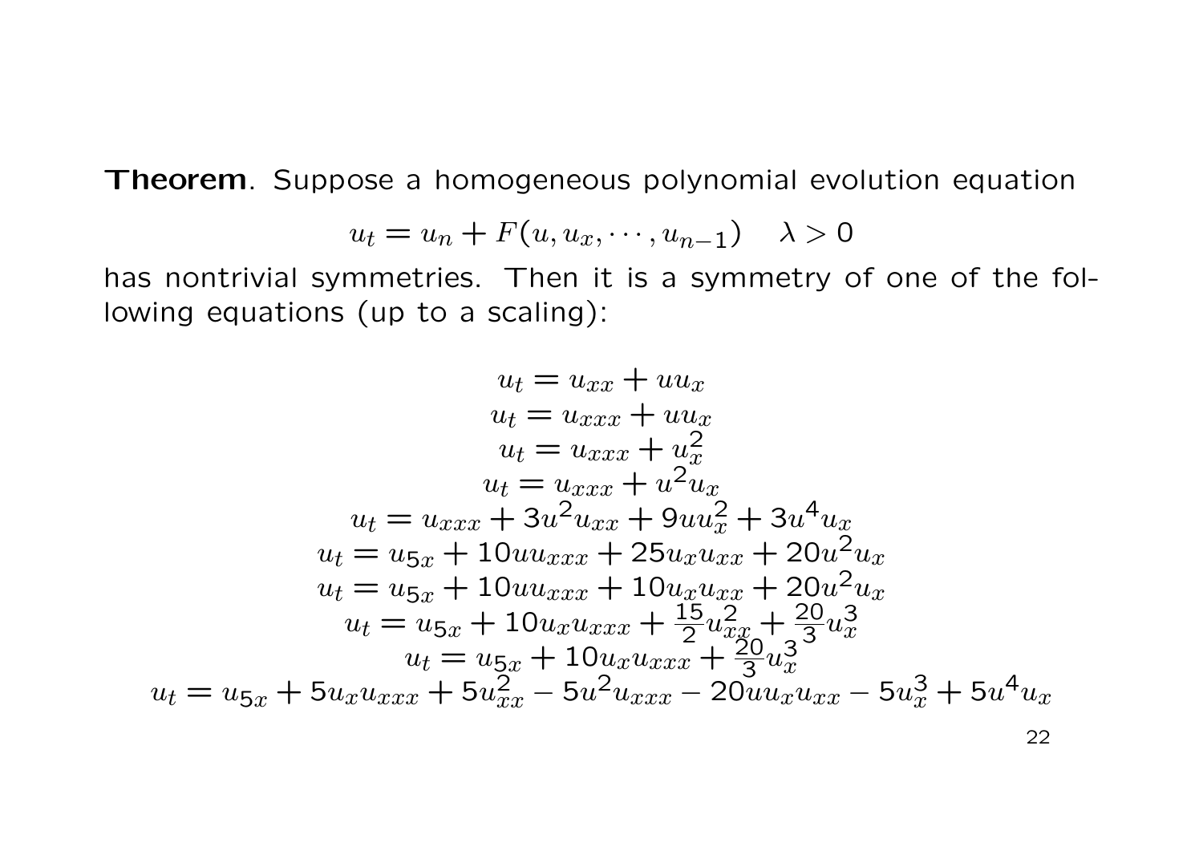**Theorem**. Suppose a homogeneous polynomial evolution equation

$$u_t = u_n + F(u, u_x, \cdots, u_{n-1}) \quad \lambda > 0$$

has nontrivial symmetries. Then it is a symmetry of one of the following equations (up to a scaling):

$$u_t = u_{xx} + uu_x$$
$$u_t = u_{xxx} + uu_x$$
$$u_t = u_{xxx} + u_x^2$$
$$u_t = u_{xxx} + u^2 u_x$$
$$u_t = u_{xxx} + 3u^2 u_{xx} + 9uu_x^2 + 3u^4 u_x$$
$$u_t = u_{5x} + 10uu_{xxx} + 25u_x u_{xx} + 20u^2 u_x$$
$$u_t = u_{5x} + 10uu_{xxx} + 10u_x u_{xx} + 20u^2 u_x$$
$$u_t = u_{5x} + 10u_x u_{xxx} + \frac{15}{2}u_{xx}^2 + \frac{20}{3}u_x^3$$
$$u_t = u_{5x} + 10u_x u_{xxx} + \frac{20}{3}u_x^3$$
$$u_t = u_{5x} + 5u_x u_{xxx} + 5u_{xx}^2 - 5u^2 u_{xxx} - 20uu_x u_{xx} - 5u_x^3 + 5u^4 u_x$$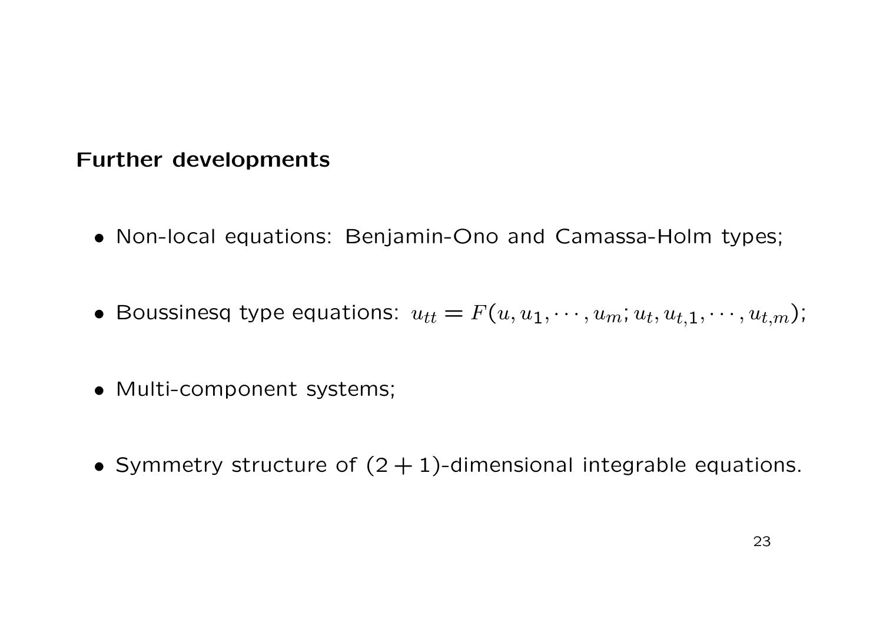## Further developments

- Non-local equations: Benjamin-Ono and Camassa-Holm types;
- Boussinesq type equations: $u_{tt} = F(u, u_1, \cdots, u_m; u_t, u_{t,1}, \cdots, u_{t,m})$;
- Multi-component systems;
- Symmetry structure of $(2+1)$-dimensional integrable equations.